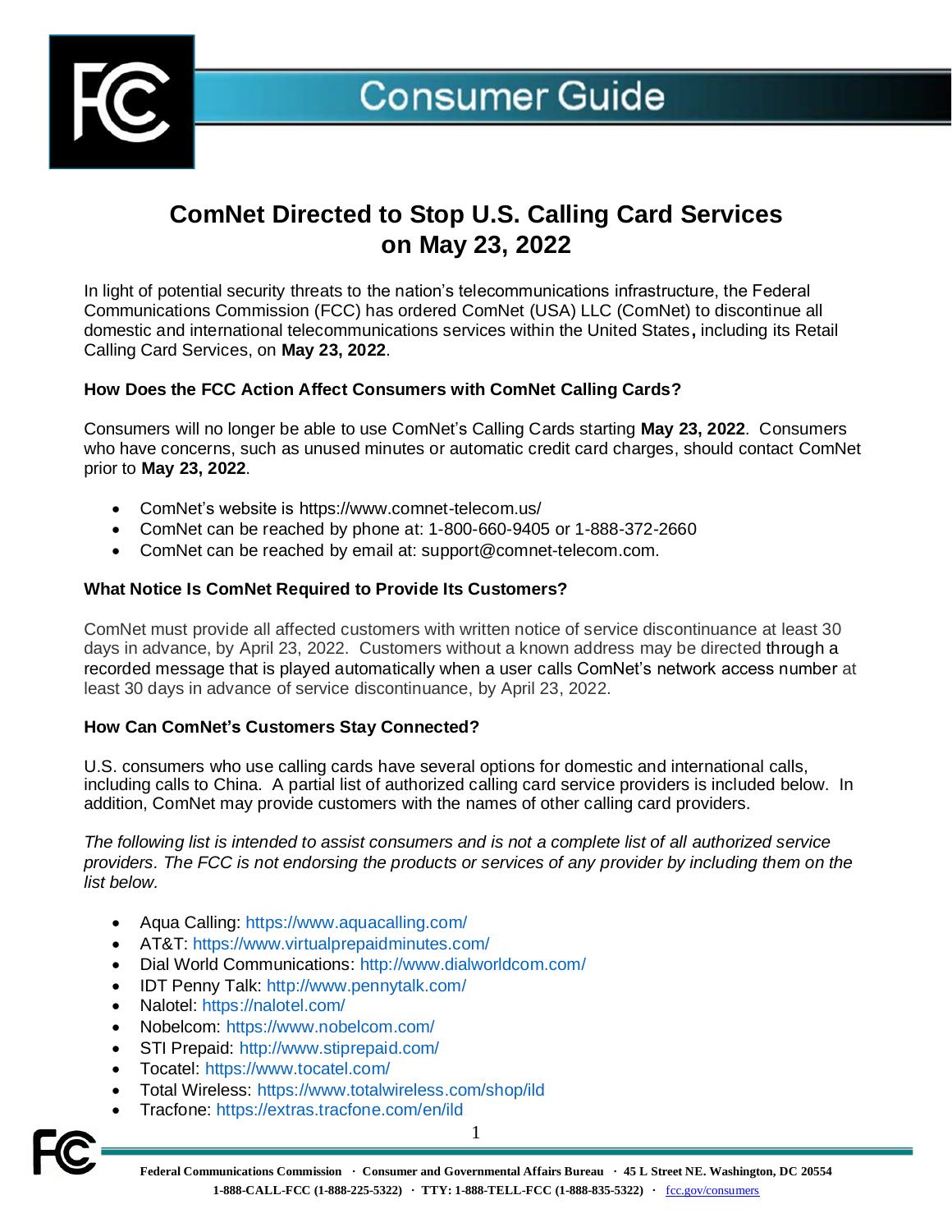# Consumer Guide

## ComNet Directed to Stop U.S. Calling Card Services on May 23, 2022

In light of potential security threats to the nation's telecommunications infrastructure, the Federal Communications Commission (FCC) has ordered ComNet (USA) LLC (ComNet) to discontinue all domestic and international telecommunications services within the United States, including its Retail Calling Card Services, on **May 23, 2022**.

### How Does the FCC Action Affect Consumers with ComNet Calling Cards?

Consumers will no longer be able to use ComNet's Calling Cards starting **May 23, 2022**. Consumers who have concerns, such as unused minutes or automatic credit card charges, should contact ComNet prior to **May 23, 2022**.

- ComNet's website is https://www.comnet-telecom.us/
- ComNet can be reached by phone at: 1-800-660-9405 or 1-888-372-2660
- ComNet can be reached by email at: support@comnet-telecom.com.

### What Notice Is ComNet Required to Provide Its Customers?

ComNet must provide all affected customers with written notice of service discontinuance at least 30 days in advance, by April 23, 2022. Customers without a known address may be directed through a recorded message that is played automatically when a user calls ComNet's network access number at least 30 days in advance of service discontinuance, by April 23, 2022.

### How Can ComNet's Customers Stay Connected?

U.S. consumers who use calling cards have several options for domestic and international calls, including calls to China. A partial list of authorized calling card service providers is included below. In addition, ComNet may provide customers with the names of other calling card providers.

*The following list is intended to assist consumers and is not a complete list of all authorized service providers. The FCC is not endorsing the products or services of any provider by including them on the list below.*

- Aqua Calling: https://www.aquacalling.com/
- AT&T: https://www.virtualprepaidminutes.com/
- Dial World Communications: http://www.dialworldcom.com/
- IDT Penny Talk: http://www.pennytalk.com/
- Nalotel: https://nalotel.com/
- Nobelcom: https://www.nobelcom.com/
- STI Prepaid: http://www.stiprepaid.com/
- Tocatel: https://www.tocatel.com/
- Total Wireless: https://www.totalwireless.com/shop/ild
- Tracfone: https://extras.tracfone.com/en/ild

Federal Communications Commission · Consumer and Governmental Affairs Bureau · 45 L Street NE. Washington, DC 20554
1-888-CALL-FCC (1-888-225-5322) · TTY: 1-888-TELL-FCC (1-888-835-5322) · fcc.gov/consumers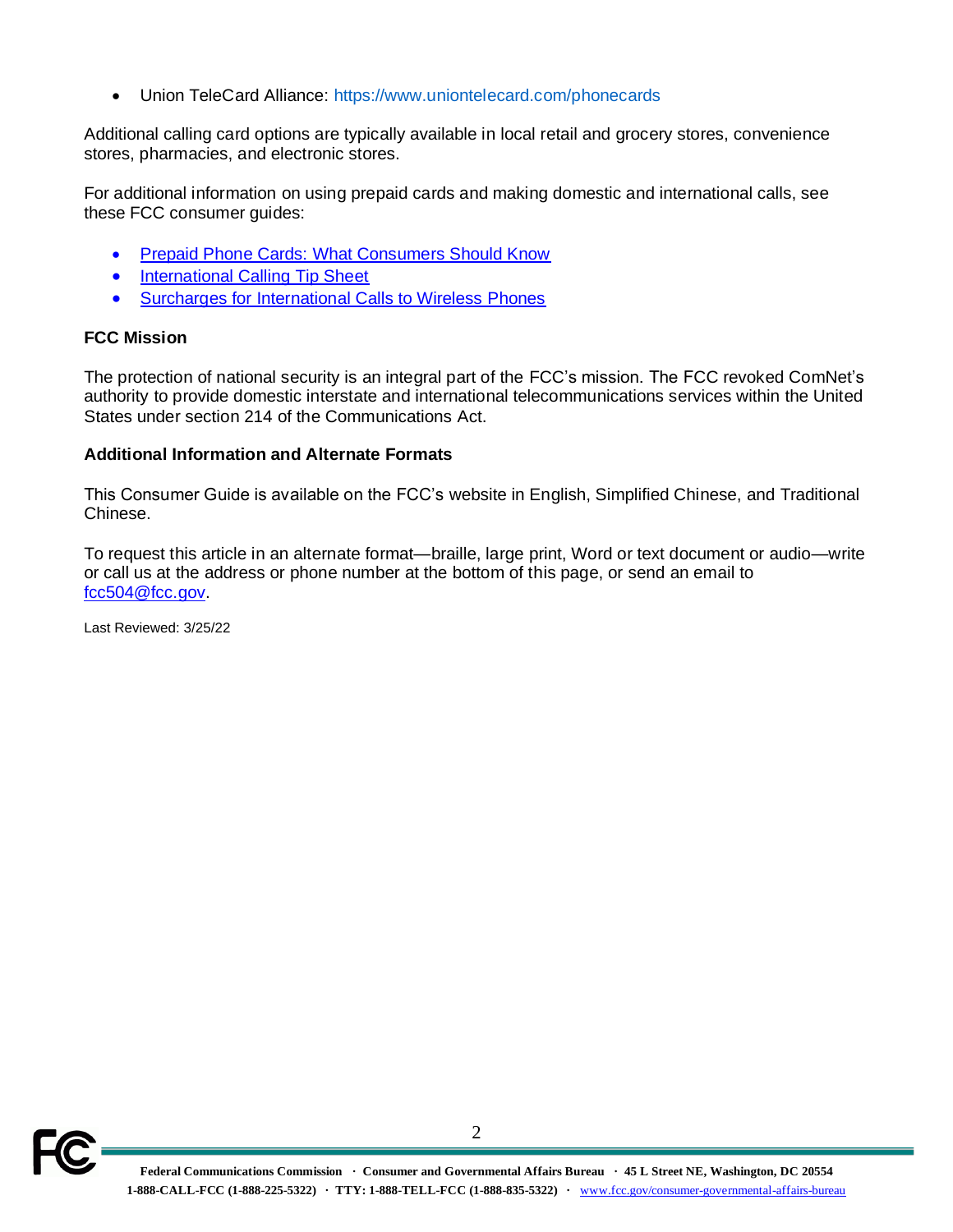- Union TeleCard Alliance: https://www.uniontelecard.com/phonecards

Additional calling card options are typically available in local retail and grocery stores, convenience stores, pharmacies, and electronic stores.

For additional information on using prepaid cards and making domestic and international calls, see these FCC consumer guides:

- Prepaid Phone Cards: What Consumers Should Know
- International Calling Tip Sheet
- Surcharges for International Calls to Wireless Phones

**FCC Mission**

The protection of national security is an integral part of the FCC's mission. The FCC revoked ComNet's authority to provide domestic interstate and international telecommunications services within the United States under section 214 of the Communications Act.

**Additional Information and Alternate Formats**

This Consumer Guide is available on the FCC's website in English, Simplified Chinese, and Traditional Chinese.

To request this article in an alternate format—braille, large print, Word or text document or audio—write or call us at the address or phone number at the bottom of this page, or send an email to fcc504@fcc.gov.

Last Reviewed: 3/25/22